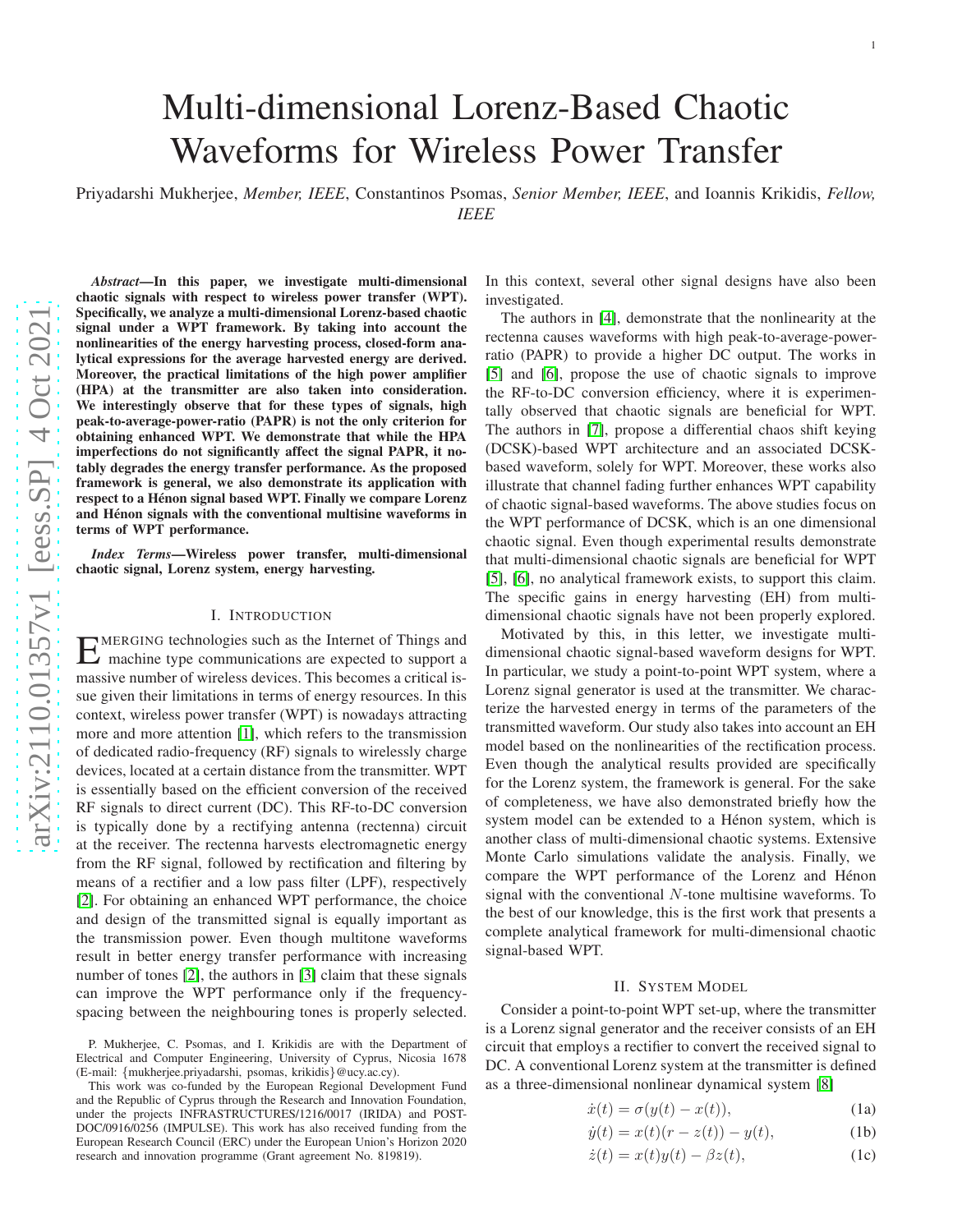# Multi-dimensional Lorenz-Based Chaotic Waveforms for Wireless Power Transfer

Priyadarshi Mukherjee, *Member, IEEE*, Constantinos Psomas, *Senior Member, IEEE*, and Ioannis Krikidis, *Fellow, IEEE*

***Abstract*—In this paper, we investigate multi-dimensional chaotic signals with respect to wireless power transfer (WPT). Specifically, we analyze a multi-dimensional Lorenz-based chaotic signal under a WPT framework. By taking into account the nonlinearities of the energy harvesting process, closed-form analytical expressions for the average harvested energy are derived. Moreover, the practical limitations of the high power amplifier (HPA) at the transmitter are also taken into consideration. We interestingly observe that for these types of signals, high peak-to-average-power-ratio (PAPR) is not the only criterion for obtaining enhanced WPT. We demonstrate that while the HPA imperfections do not significantly affect the signal PAPR, it notably degrades the energy transfer performance. As the proposed framework is general, we also demonstrate its application with respect to a Hénon signal based WPT. Finally we compare Lorenz and Hénon signals with the conventional multisine waveforms in terms of WPT performance.**

***Index Terms*—Wireless power transfer, multi-dimensional chaotic signal, Lorenz system, energy harvesting.**

## I. Introduction

Emerging technologies such as the Internet of Things and machine type communications are expected to support a massive number of wireless devices. This becomes a critical issue given their limitations in terms of energy resources. In this context, wireless power transfer (WPT) is nowadays attracting more and more attention [1], which refers to the transmission of dedicated radio-frequency (RF) signals to wirelessly charge devices, located at a certain distance from the transmitter. WPT is essentially based on the efficient conversion of the received RF signals to direct current (DC). This RF-to-DC conversion is typically done by a rectifying antenna (rectenna) circuit at the receiver. The rectenna harvests electromagnetic energy from the RF signal, followed by rectification and filtering by means of a rectifier and a low pass filter (LPF), respectively [2]. For obtaining an enhanced WPT performance, the choice and design of the transmitted signal is equally important as the transmission power. Even though multitone waveforms result in better energy transfer performance with increasing number of tones [2], the authors in [3] claim that these signals can improve the WPT performance only if the frequency-spacing between the neighbouring tones is properly selected. In this context, several other signal designs have also been investigated.

The authors in [4], demonstrate that the nonlinearity at the rectenna causes waveforms with high peak-to-average-power-ratio (PAPR) to provide a higher DC output. The works in [5] and [6], propose the use of chaotic signals to improve the RF-to-DC conversion efficiency, where it is experimentally observed that chaotic signals are beneficial for WPT. The authors in [7], propose a differential chaos shift keying (DCSK)-based WPT architecture and an associated DCSK-based waveform, solely for WPT. Moreover, these works also illustrate that channel fading further enhances WPT capability of chaotic signal-based waveforms. The above studies focus on the WPT performance of DCSK, which is an one dimensional chaotic signal. Even though experimental results demonstrate that multi-dimensional chaotic signals are beneficial for WPT [5], [6], no analytical framework exists, to support this claim. The specific gains in energy harvesting (EH) from multi-dimensional chaotic signals have not been properly explored.

Motivated by this, in this letter, we investigate multi-dimensional chaotic signal-based waveform designs for WPT. In particular, we study a point-to-point WPT system, where a Lorenz signal generator is used at the transmitter. We characterize the harvested energy in terms of the parameters of the transmitted waveform. Our study also takes into account an EH model based on the nonlinearities of the rectification process. Even though the analytical results provided are specifically for the Lorenz system, the framework is general. For the sake of completeness, we have also demonstrated briefly how the system model can be extended to a Hénon system, which is another class of multi-dimensional chaotic systems. Extensive Monte Carlo simulations validate the analysis. Finally, we compare the WPT performance of the Lorenz and Hénon signal with the conventional $N$-tone multisine waveforms. To the best of our knowledge, this is the first work that presents a complete analytical framework for multi-dimensional chaotic signal-based WPT.

## II. System Model

Consider a point-to-point WPT set-up, where the transmitter is a Lorenz signal generator and the receiver consists of an EH circuit that employs a rectifier to convert the received signal to DC. A conventional Lorenz system at the transmitter is defined as a three-dimensional nonlinear dynamical system [8]

$$\dot{x}(t) = \sigma(y(t) - x(t)), \tag{1a}$$

$$\dot{y}(t) = x(t)(r - z(t)) - y(t), \tag{1b}$$

$$\dot{z}(t) = x(t)y(t) - \beta z(t), \tag{1c}$$

P. Mukherjee, C. Psomas, and I. Krikidis are with the Department of Electrical and Computer Engineering, University of Cyprus, Nicosia 1678 (E-mail: {mukherjee.priyadarshi, psomas, krikidis}@ucy.ac.cy).

This work was co-funded by the European Regional Development Fund and the Republic of Cyprus through the Research and Innovation Foundation, under the projects INFRASTRUCTURES/1216/0017 (IRIDA) and POST-DOC/0916/0256 (IMPULSE). This work has also received funding from the European Research Council (ERC) under the European Union's Horizon 2020 research and innovation programme (Grant agreement No. 819819).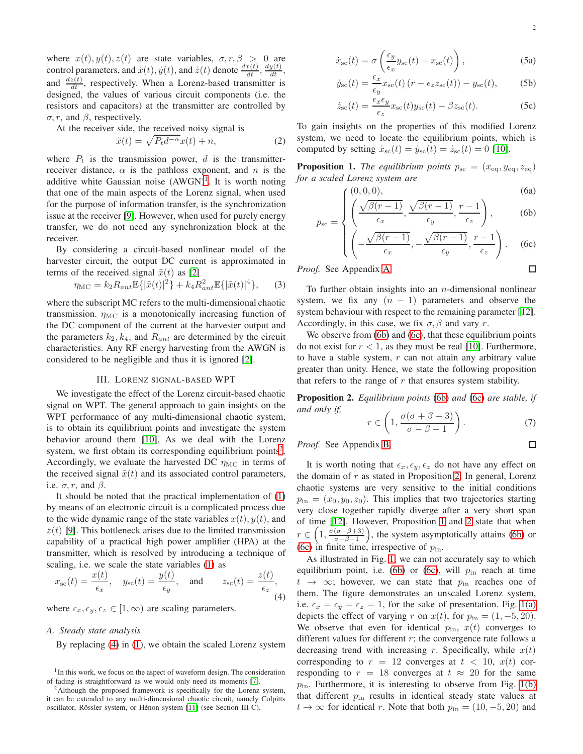where $x(t), y(t), z(t)$ are state variables, $\sigma, r, \beta > 0$ are control parameters, and $\dot{x}(t), \dot{y}(t)$, and $\dot{z}(t)$ denote $\frac{dx(t)}{dt}$, $\frac{dy(t)}{dt}$, and $\frac{dz(t)}{dt}$, respectively. When a Lorenz-based transmitter is designed, the values of various circuit components (i.e. the resistors and capacitors) at the transmitter are controlled by $\sigma, r$, and $\beta$, respectively.

At the receiver side, the received noisy signal is

$$\tilde{x}(t) = \sqrt{P_t d^{-\alpha}} x(t) + n, \tag{2}$$

where $P_t$ is the transmission power, $d$ is the transmitter-receiver distance, $\alpha$ is the pathloss exponent, and $n$ is the additive white Gaussian noise (AWGN)[1]. It is worth noting that one of the main aspects of the Lorenz signal, when used for the purpose of information transfer, is the synchronization issue at the receiver [9]. However, when used for purely energy transfer, we do not need any synchronization block at the receiver.

By considering a circuit-based nonlinear model of the harvester circuit, the output DC current is approximated in terms of the received signal $\tilde{x}(t)$ as [2]

$$\eta_{\mathrm{MC}} = k_2 R_{ant} \mathbb{E}\{|\tilde{x}(t)|^2\} + k_4 R_{ant}^2 \mathbb{E}\{|\tilde{x}(t)|^4\}, \tag{3}$$

where the subscript MC refers to the multi-dimensional chaotic transmission. $\eta_{\mathrm{MC}}$ is a monotonically increasing function of the DC component of the current at the harvester output and the parameters $k_2, k_4$, and $R_{ant}$ are determined by the circuit characteristics. Any RF energy harvesting from the AWGN is considered to be negligible and thus it is ignored [2].

## III. Lorenz signal-based WPT

We investigate the effect of the Lorenz circuit-based chaotic signal on WPT. The general approach to gain insights on the WPT performance of any multi-dimensional chaotic system, is to obtain its equilibrium points and investigate the system behavior around them [10]. As we deal with the Lorenz system, we first obtain its corresponding equilibrium points[2]. Accordingly, we evaluate the harvested DC $\eta_{\mathrm{MC}}$ in terms of the received signal $\tilde{x}(t)$ and its associated control parameters, i.e. $\sigma, r$, and $\beta$.

It should be noted that the practical implementation of (1) by means of an electronic circuit is a complicated process due to the wide dynamic range of the state variables $x(t), y(t)$, and $z(t)$ [9]. This bottleneck arises due to the limited transmission capability of a practical high power amplifier (HPA) at the transmitter, which is resolved by introducing a technique of scaling, i.e. we scale the state variables (1) as

$$x_{\mathrm{sc}}(t) = \frac{x(t)}{\epsilon_x}, \quad y_{\mathrm{sc}}(t) = \frac{y(t)}{\epsilon_y}, \quad \text{and} \quad z_{\mathrm{sc}}(t) = \frac{z(t)}{\epsilon_z}, \tag{4}$$

where $\epsilon_x, \epsilon_y, \epsilon_z \in [1, \infty)$ are scaling parameters.

### A. Steady state analysis

By replacing (4) in (1), we obtain the scaled Lorenz system

$$\dot{x}_{\mathrm{sc}}(t) = \sigma \left( \frac{\epsilon_y}{\epsilon_x} y_{\mathrm{sc}}(t) - x_{\mathrm{sc}}(t) \right), \tag{5a}$$

$$\dot{y}_{\mathrm{sc}}(t) = \frac{\epsilon_x}{\epsilon_y} x_{\mathrm{sc}}(t) \left( r - \epsilon_z z_{\mathrm{sc}}(t) \right) - y_{\mathrm{sc}}(t), \tag{5b}$$

$$\dot{z}_{\mathrm{sc}}(t) = \frac{\epsilon_x \epsilon_y}{\epsilon_z} x_{\mathrm{sc}}(t) y_{\mathrm{sc}}(t) - \beta z_{\mathrm{sc}}(t). \tag{5c}$$

To gain insights on the properties of this modified Lorenz system, we need to locate the equilibrium points, which is computed by setting $\dot{x}_{\mathrm{sc}}(t) = \dot{y}_{\mathrm{sc}}(t) = \dot{z}_{\mathrm{sc}}(t) = 0$ [10].

**Proposition 1.** *The equilibrium points $p_{\mathrm{sc}} = (x_{\mathrm{eq}}, y_{\mathrm{eq}}, z_{\mathrm{eq}})$ for a scaled Lorenz system are*

$$p_{\mathrm{sc}} = \begin{cases} (0,0,0), & \text{(6a)} \\ \left( \frac{\sqrt{\beta(r-1)}}{\epsilon_x}, \frac{\sqrt{\beta(r-1)}}{\epsilon_y}, \frac{r-1}{\epsilon_z} \right), & \text{(6b)} \\ \left( -\frac{\sqrt{\beta(r-1)}}{\epsilon_x}, -\frac{\sqrt{\beta(r-1)}}{\epsilon_y}, \frac{r-1}{\epsilon_z} \right). & \text{(6c)} \end{cases}$$

*Proof.* See Appendix A. □

To further obtain insights into an $n$-dimensional nonlinear system, we fix any $(n-1)$ parameters and observe the system behaviour with respect to the remaining parameter [12]. Accordingly, in this case, we fix $\sigma, \beta$ and vary $r$.

We observe from (6b) and (6c), that these equilibrium points do not exist for $r < 1$, as they must be real [10]. Furthermore, to have a stable system, $r$ can not attain any arbitrary value greater than unity. Hence, we state the following proposition that refers to the range of $r$ that ensures system stability.

**Proposition 2.** *Equilibrium points (6b) and (6c) are stable, if and only if,*

$$r \in \left( 1, \frac{\sigma(\sigma + \beta + 3)}{\sigma - \beta - 1} \right). \tag{7}$$

*Proof.* See Appendix B. □

It is worth noting that $\epsilon_x, \epsilon_y, \epsilon_z$ do not have any effect on the domain of $r$ as stated in Proposition 2. In general, Lorenz chaotic systems are very sensitive to the initial conditions $p_{\mathrm{in}} = (x_0, y_0, z_0)$. This implies that two trajectories starting very close together rapidly diverge after a very short span of time [12]. However, Proposition 1 and 2 state that when $r \in \left(1, \frac{\sigma(\sigma+\beta+3)}{\sigma-\beta-1}\right)$, the system asymptotically attains (6b) or (6c) in finite time, irrespective of $p_{\mathrm{in}}$.

As illustrated in Fig. 1, we can not accurately say to which equilibrium point, i.e. (6b) or (6c), will $p_{\mathrm{in}}$ reach at time $t \to \infty$; however, we can state that $p_{\mathrm{in}}$ reaches one of them. The figure demonstrates an unscaled Lorenz system, i.e. $\epsilon_x = \epsilon_y = \epsilon_z = 1$, for the sake of presentation. Fig. 1(a) depicts the effect of varying $r$ on $x(t)$, for $p_{\mathrm{in}} = (1, -5, 20)$. We observe that even for identical $p_{\mathrm{in}}$, $x(t)$ converges to different values for different $r$; the convergence rate follows a decreasing trend with increasing $r$. Specifically, while $x(t)$ corresponding to $r = 12$ converges at $t < 10$, $x(t)$ corresponding to $r = 18$ converges at $t \approx 20$ for the same $p_{\mathrm{in}}$. Furthermore, it is interesting to observe from Fig. 1(b) that different $p_{\mathrm{in}}$ results in identical steady state values at $t \to \infty$ for identical $r$. Note that both $p_{\mathrm{in}} = (10, -5, 20)$ and

---

[1] In this work, we focus on the aspect of waveform design. The consideration of fading is straightforward as we would only need its moments [7].

[2] Although the proposed framework is specifically for the Lorenz system, it can be extended to any multi-dimensional chaotic circuit, namely Colpitts oscillator, Rössler system, or Hénon system [11] (see Section III-C).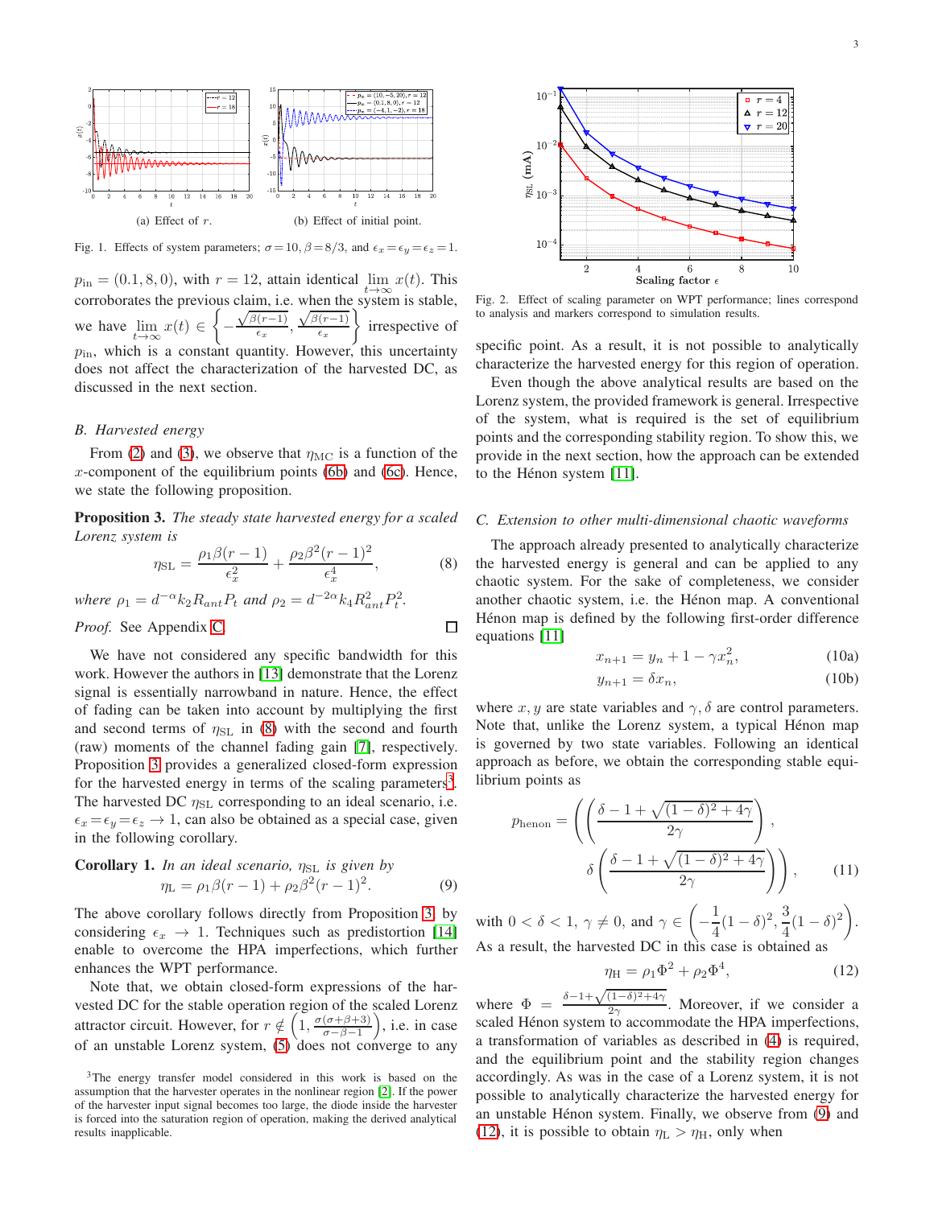(a) Effect of $r$.

(b) Effect of initial point.

Fig. 1. Effects of system parameters; $\sigma=10$, $\beta=8/3$, and $\epsilon_x=\epsilon_y=\epsilon_z=1$.

$p_{\text{in}}=(0.1,8,0)$, with $r=12$, attain identical $\lim_{t\to\infty} x(t)$. This corroborates the previous claim, i.e. when the system is stable, we have $\lim_{t\to\infty} x(t) \in \left\{-\frac{\sqrt{\beta(r-1)}}{\epsilon_x}, \frac{\sqrt{\beta(r-1)}}{\epsilon_x}\right\}$ irrespective of $p_{\text{in}}$, which is a constant quantity. However, this uncertainty does not affect the characterization of the harvested DC, as discussed in the next section.

### B. Harvested energy

From (2) and (3), we observe that $\eta_{\text{MC}}$ is a function of the $x$-component of the equilibrium points (6b) and (6c). Hence, we state the following proposition.

**Proposition 3.** *The steady state harvested energy for a scaled Lorenz system is*

$$\eta_{\text{SL}} = \frac{\rho_1\beta(r-1)}{\epsilon_x^2} + \frac{\rho_2\beta^2(r-1)^2}{\epsilon_x^4}, \tag{8}$$

*where* $\rho_1 = d^{-\alpha}k_2R_{ant}P_t$ *and* $\rho_2 = d^{-2\alpha}k_4R_{ant}^2P_t^2$.

*Proof.* See Appendix C. □

We have not considered any specific bandwidth for this work. However the authors in [13] demonstrate that the Lorenz signal is essentially narrowband in nature. Hence, the effect of fading can be taken into account by multiplying the first and second terms of $\eta_{\text{SL}}$ in (8) with the second and fourth (raw) moments of the channel fading gain [7], respectively. Proposition 3 provides a generalized closed-form expression for the harvested energy in terms of the scaling parameters[3]. The harvested DC $\eta_{\text{SL}}$ corresponding to an ideal scenario, i.e. $\epsilon_x=\epsilon_y=\epsilon_z\to 1$, can also be obtained as a special case, given in the following corollary.

**Corollary 1.** *In an ideal scenario,* $\eta_{\text{SL}}$ *is given by*

$$\eta_{\text{L}} = \rho_1\beta(r-1) + \rho_2\beta^2(r-1)^2. \tag{9}$$

The above corollary follows directly from Proposition 3, by considering $\epsilon_x \to 1$. Techniques such as predistortion [14] enable to overcome the HPA imperfections, which further enhances the WPT performance.

Note that, we obtain closed-form expressions of the harvested DC for the stable operation region of the scaled Lorenz attractor circuit. However, for $r \notin \left(1, \frac{\sigma(\sigma+\beta+3)}{\sigma-\beta-1}\right)$, i.e. in case of an unstable Lorenz system, (5) does not converge to any specific point. As a result, it is not possible to analytically characterize the harvested energy for this region of operation.

[3]The energy transfer model considered in this work is based on the assumption that the harvester operates in the nonlinear region [2]. If the power of the harvester input signal becomes too large, the diode inside the harvester is forced into the saturation region of operation, making the derived analytical results inapplicable.

Fig. 2. Effect of scaling parameter on WPT performance; lines correspond to analysis and markers correspond to simulation results.

Even though the above analytical results are based on the Lorenz system, the provided framework is general. Irrespective of the system, what is required is the set of equilibrium points and the corresponding stability region. To show this, we provide in the next section, how the approach can be extended to the Hénon system [11].

### C. Extension to other multi-dimensional chaotic waveforms

The approach already presented to analytically characterize the harvested energy is general and can be applied to any chaotic system. For the sake of completeness, we consider another chaotic system, i.e. the Hénon map. A conventional Hénon map is defined by the following first-order difference equations [11]

$$x_{n+1} = y_n + 1 - \gamma x_n^2, \tag{10a}$$

$$y_{n+1} = \delta x_n, \tag{10b}$$

where $x, y$ are state variables and $\gamma, \delta$ are control parameters. Note that, unlike the Lorenz system, a typical Hénon map is governed by two state variables. Following an identical approach as before, we obtain the corresponding stable equilibrium points as

$$p_{\text{henon}} = \left(\left(\frac{\delta-1+\sqrt{(1-\delta)^2+4\gamma}}{2\gamma}\right),\ \delta\left(\frac{\delta-1+\sqrt{(1-\delta)^2+4\gamma}}{2\gamma}\right)\right), \tag{11}$$

with $0<\delta<1$, $\gamma\neq 0$, and $\gamma \in \left(-\frac{1}{4}(1-\delta)^2, \frac{3}{4}(1-\delta)^2\right)$. As a result, the harvested DC in this case is obtained as

$$\eta_{\text{H}} = \rho_1\Phi^2 + \rho_2\Phi^4, \tag{12}$$

where $\Phi = \frac{\delta-1+\sqrt{(1-\delta)^2+4\gamma}}{2\gamma}$. Moreover, if we consider a scaled Hénon system to accommodate the HPA imperfections, a transformation of variables as described in (4) is required, and the equilibrium point and the stability region changes accordingly. As was in the case of a Lorenz system, it is not possible to analytically characterize the harvested energy for an unstable Hénon system. Finally, we observe from (9) and (12), it is possible to obtain $\eta_{\text{L}} > \eta_{\text{H}}$, only when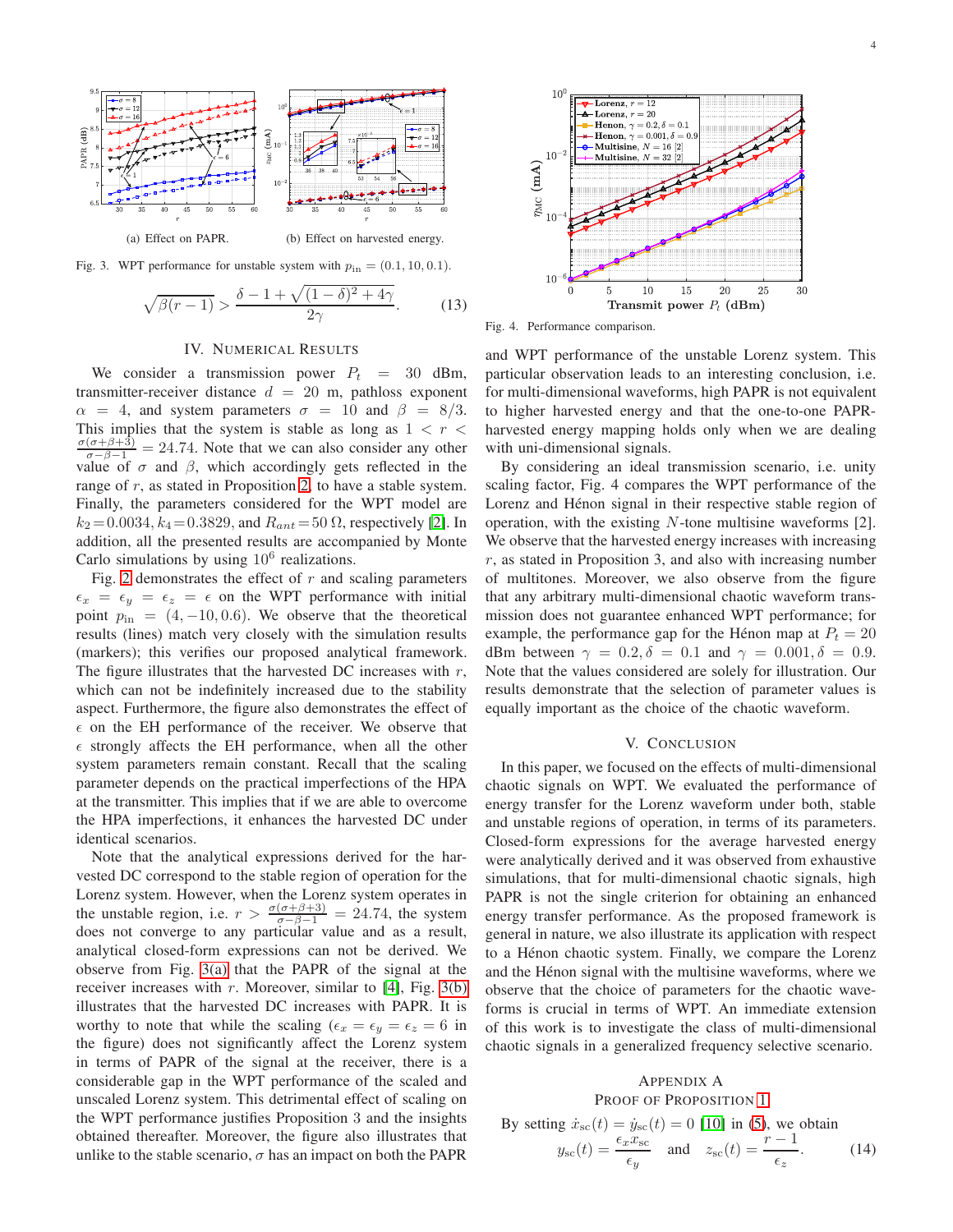(a) Effect on PAPR.

(b) Effect on harvested energy.

Fig. 3. WPT performance for unstable system with $p_{\text{in}} = (0.1, 10, 0.1)$.

$$\sqrt{\beta(r-1)} > \frac{\delta - 1 + \sqrt{(1-\delta)^2 + 4\gamma}}{2\gamma}. \quad (13)$$

## IV. Numerical Results

We consider a transmission power $P_t = 30$ dBm, transmitter-receiver distance $d = 20$ m, pathloss exponent $\alpha = 4$, and system parameters $\sigma = 10$ and $\beta = 8/3$. This implies that the system is stable as long as $1 < r < \frac{\sigma(\sigma+\beta+3)}{\sigma-\beta-1} = 24.74$. Note that we can also consider any other value of $\sigma$ and $\beta$, which accordingly gets reflected in the range of $r$, as stated in Proposition 2, to have a stable system. Finally, the parameters considered for the WPT model are $k_2 = 0.0034$, $k_4 = 0.3829$, and $R_{ant} = 50\,\Omega$, respectively [2]. In addition, all the presented results are accompanied by Monte Carlo simulations by using $10^6$ realizations.

Fig. 2 demonstrates the effect of $r$ and scaling parameters $\epsilon_x = \epsilon_y = \epsilon_z = \epsilon$ on the WPT performance with initial point $p_{\text{in}} = (4, -10, 0.6)$. We observe that the theoretical results (lines) match very closely with the simulation results (markers); this verifies our proposed analytical framework. The figure illustrates that the harvested DC increases with $r$, which can not be indefinitely increased due to the stability aspect. Furthermore, the figure also demonstrates the effect of $\epsilon$ on the EH performance of the receiver. We observe that $\epsilon$ strongly affects the EH performance, when all the other system parameters remain constant. Recall that the scaling parameter depends on the practical imperfections of the HPA at the transmitter. This implies that if we are able to overcome the HPA imperfections, it enhances the harvested DC under identical scenarios.

Note that the analytical expressions derived for the harvested DC correspond to the stable region of operation for the Lorenz system. However, when the Lorenz system operates in the unstable region, i.e. $r > \frac{\sigma(\sigma+\beta+3)}{\sigma-\beta-1} = 24.74$, the system does not converge to any particular value and as a result, analytical closed-form expressions can not be derived. We observe from Fig. 3(a) that the PAPR of the signal at the receiver increases with $r$. Moreover, similar to [4], Fig. 3(b) illustrates that the harvested DC increases with PAPR. It is worthy to note that while the scaling ($\epsilon_x = \epsilon_y = \epsilon_z = 6$ in the figure) does not significantly affect the Lorenz system in terms of PAPR of the signal at the receiver, there is a considerable gap in the WPT performance of the scaled and unscaled Lorenz system. This detrimental effect of scaling on the WPT performance justifies Proposition 3 and the insights obtained thereafter. Moreover, the figure also illustrates that unlike to the stable scenario, $\sigma$ has an impact on both the PAPR and WPT performance of the unstable Lorenz system. This particular observation leads to an interesting conclusion, i.e. for multi-dimensional waveforms, high PAPR is not equivalent to higher harvested energy and that the one-to-one PAPR-harvested energy mapping holds only when we are dealing with uni-dimensional signals.

Fig. 4. Performance comparison.

By considering an ideal transmission scenario, i.e. unity scaling factor, Fig. 4 compares the WPT performance of the Lorenz and Hénon signal in their respective stable region of operation, with the existing $N$-tone multisine waveforms [2]. We observe that the harvested energy increases with increasing $r$, as stated in Proposition 3, and also with increasing number of multitones. Moreover, we also observe from the figure that any arbitrary multi-dimensional chaotic waveform transmission does not guarantee enhanced WPT performance; for example, the performance gap for the Hénon map at $P_t = 20$ dBm between $\gamma = 0.2, \delta = 0.1$ and $\gamma = 0.001, \delta = 0.9$. Note that the values considered are solely for illustration. Our results demonstrate that the selection of parameter values is equally important as the choice of the chaotic waveform.

## V. Conclusion

In this paper, we focused on the effects of multi-dimensional chaotic signals on WPT. We evaluated the performance of energy transfer for the Lorenz waveform under both, stable and unstable regions of operation, in terms of its parameters. Closed-form expressions for the average harvested energy were analytically derived and it was observed from exhaustive simulations, that for multi-dimensional chaotic signals, high PAPR is not the single criterion for obtaining an enhanced energy transfer performance. As the proposed framework is general in nature, we also illustrate its application with respect to a Hénon chaotic system. Finally, we compare the Lorenz and the Hénon signal with the multisine waveforms, where we observe that the choice of parameters for the chaotic waveforms is crucial in terms of WPT. An immediate extension of this work is to investigate the class of multi-dimensional chaotic signals in a generalized frequency selective scenario.

## Appendix A
## Proof of Proposition 1

By setting $\dot{x}_{\text{sc}}(t) = \dot{y}_{\text{sc}}(t) = 0$ [10] in (5), we obtain

$$y_{\text{sc}}(t) = \frac{\epsilon_x x_{\text{sc}}}{\epsilon_y} \quad \text{and} \quad z_{\text{sc}}(t) = \frac{r-1}{\epsilon_z}. \quad (14)$$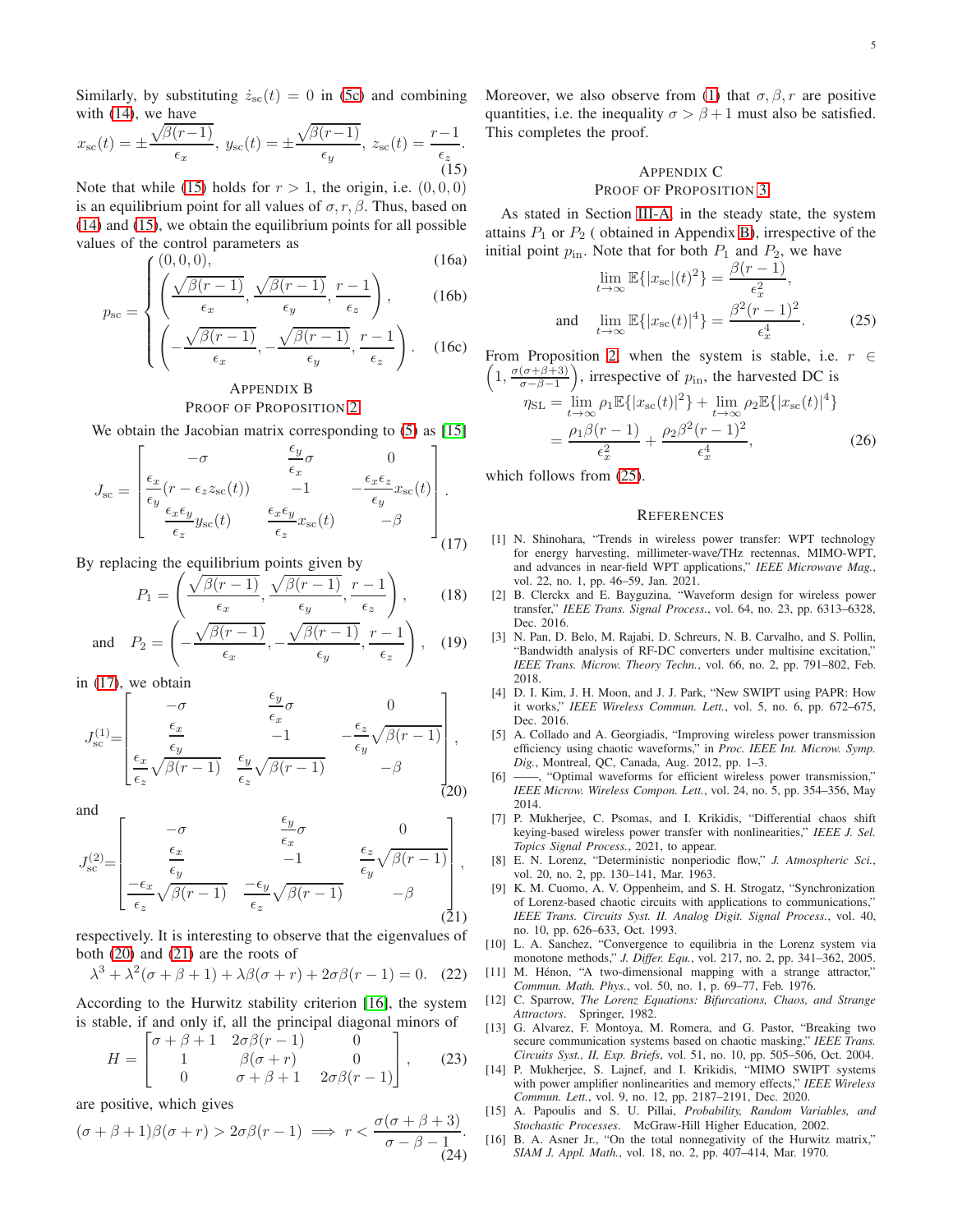Similarly, by substituting $\dot{z}_{\rm sc}(t) = 0$ in (5c) and combining with (14), we have

$$x_{\rm sc}(t) = \pm\frac{\sqrt{\beta(r-1)}}{\epsilon_x},\ y_{\rm sc}(t) = \pm\frac{\sqrt{\beta(r-1)}}{\epsilon_y},\ z_{\rm sc}(t) = \frac{r-1}{\epsilon_z}. \tag{15}$$

Note that while (15) holds for $r > 1$, the origin, i.e. $(0, 0, 0)$ is an equilibrium point for all values of $\sigma, r, \beta$. Thus, based on (14) and (15), we obtain the equilibrium points for all possible values of the control parameters as

$$p_{\rm sc} = \begin{cases} (0,0,0), & \text{(16a)} \\ \left(\frac{\sqrt{\beta(r-1)}}{\epsilon_x}, \frac{\sqrt{\beta(r-1)}}{\epsilon_y}, \frac{r-1}{\epsilon_z}\right), & \text{(16b)} \\ \left(-\frac{\sqrt{\beta(r-1)}}{\epsilon_x}, -\frac{\sqrt{\beta(r-1)}}{\epsilon_y}, \frac{r-1}{\epsilon_z}\right). & \text{(16c)} \end{cases}$$

## Appendix B
## Proof of Proposition 2

We obtain the Jacobian matrix corresponding to (5) as [15]

$$J_{\rm sc} = \begin{bmatrix} -\sigma & \frac{\epsilon_y}{\epsilon_x}\sigma & 0 \\ \frac{\epsilon_x}{\epsilon_y}(r - \epsilon_z z_{\rm sc}(t)) & -1 & -\frac{\epsilon_x\epsilon_z}{\epsilon_y}x_{\rm sc}(t) \\ \frac{\epsilon_x\epsilon_y}{\epsilon_z}y_{\rm sc}(t) & \frac{\epsilon_x\epsilon_y}{\epsilon_z}x_{\rm sc}(t) & -\beta \end{bmatrix}. \tag{17}$$

By replacing the equilibrium points given by

$$P_1 = \left(\frac{\sqrt{\beta(r-1)}}{\epsilon_x}, \frac{\sqrt{\beta(r-1)}}{\epsilon_y}, \frac{r-1}{\epsilon_z}\right), \tag{18}$$

$$\text{and} \quad P_2 = \left(-\frac{\sqrt{\beta(r-1)}}{\epsilon_x}, -\frac{\sqrt{\beta(r-1)}}{\epsilon_y}, \frac{r-1}{\epsilon_z}\right), \tag{19}$$

in (17), we obtain

$$J_{\rm sc}^{(1)} = \begin{bmatrix} -\sigma & \frac{\epsilon_y}{\epsilon_x}\sigma & 0 \\ \frac{\epsilon_x}{\epsilon_y} & -1 & -\frac{\epsilon_z}{\epsilon_y}\sqrt{\beta(r-1)} \\ \frac{\epsilon_x}{\epsilon_z}\sqrt{\beta(r-1)} & \frac{\epsilon_y}{\epsilon_z}\sqrt{\beta(r-1)} & -\beta \end{bmatrix}, \tag{20}$$

and

$$J_{\rm sc}^{(2)} = \begin{bmatrix} -\sigma & \frac{\epsilon_y}{\epsilon_x}\sigma & 0 \\ \frac{\epsilon_x}{\epsilon_y} & -1 & \frac{\epsilon_z}{\epsilon_y}\sqrt{\beta(r-1)} \\ \frac{-\epsilon_x}{\epsilon_z}\sqrt{\beta(r-1)} & \frac{-\epsilon_y}{\epsilon_z}\sqrt{\beta(r-1)} & -\beta \end{bmatrix}, \tag{21}$$

respectively. It is interesting to observe that the eigenvalues of both (20) and (21) are the roots of

$$\lambda^3 + \lambda^2(\sigma + \beta + 1) + \lambda\beta(\sigma + r) + 2\sigma\beta(r-1) = 0. \tag{22}$$

According to the Hurwitz stability criterion [16], the system is stable, if and only if, all the principal diagonal minors of

$$H = \begin{bmatrix} \sigma+\beta+1 & 2\sigma\beta(r-1) & 0 \\ 1 & \beta(\sigma+r) & 0 \\ 0 & \sigma+\beta+1 & 2\sigma\beta(r-1) \end{bmatrix}, \tag{23}$$

are positive, which gives

$$(\sigma+\beta+1)\beta(\sigma+r) > 2\sigma\beta(r-1) \implies r < \frac{\sigma(\sigma+\beta+3)}{\sigma-\beta-1}. \tag{24}$$

Moreover, we also observe from (1) that $\sigma, \beta, r$ are positive quantities, i.e. the inequality $\sigma > \beta + 1$ must also be satisfied. This completes the proof.

## Appendix C
## Proof of Proposition 3

As stated in Section III-A, in the steady state, the system attains $P_1$ or $P_2$ ( obtained in Appendix B), irrespective of the initial point $p_{\rm in}$. Note that for both $P_1$ and $P_2$, we have

$$\lim_{t\to\infty}\mathbb{E}\{|x_{\rm sc}|(t)^2\} = \frac{\beta(r-1)}{\epsilon_x^2},$$

$$\text{and} \quad \lim_{t\to\infty}\mathbb{E}\{|x_{\rm sc}(t)|^4\} = \frac{\beta^2(r-1)^2}{\epsilon_x^4}. \tag{25}$$

From Proposition 2, when the system is stable, i.e. $r \in \left(1, \frac{\sigma(\sigma+\beta+3)}{\sigma-\beta-1}\right)$, irrespective of $p_{\rm in}$, the harvested DC is

$$\begin{aligned}\eta_{\rm SL} &= \lim_{t\to\infty}\rho_1\mathbb{E}\{|x_{\rm sc}(t)|^2\} + \lim_{t\to\infty}\rho_2\mathbb{E}\{|x_{\rm sc}(t)|^4\} \\ &= \frac{\rho_1\beta(r-1)}{\epsilon_x^2} + \frac{\rho_2\beta^2(r-1)^2}{\epsilon_x^4},\end{aligned} \tag{26}$$

which follows from (25).

## References

[1] N. Shinohara, "Trends in wireless power transfer: WPT technology for energy harvesting, millimeter-wave/THz rectennas, MIMO-WPT, and advances in near-field WPT applications," *IEEE Microwave Mag.*, vol. 22, no. 1, pp. 46–59, Jan. 2021.

[2] B. Clerckx and E. Bayguzina, "Waveform design for wireless power transfer," *IEEE Trans. Signal Process.*, vol. 64, no. 23, pp. 6313–6328, Dec. 2016.

[3] N. Pan, D. Belo, M. Rajabi, D. Schreurs, N. B. Carvalho, and S. Pollin, "Bandwidth analysis of RF-DC converters under multisine excitation," *IEEE Trans. Microw. Theory Techn.*, vol. 66, no. 2, pp. 791–802, Feb. 2018.

[4] D. I. Kim, J. H. Moon, and J. J. Park, "New SWIPT using PAPR: How it works," *IEEE Wireless Commun. Lett.*, vol. 5, no. 6, pp. 672–675, Dec. 2016.

[5] A. Collado and A. Georgiadis, "Improving wireless power transmission efficiency using chaotic waveforms," in *Proc. IEEE Int. Microw. Symp. Dig.*, Montreal, QC, Canada, Aug. 2012, pp. 1–3.

[6] ——, "Optimal waveforms for efficient wireless power transmission," *IEEE Microw. Wireless Compon. Lett.*, vol. 24, no. 5, pp. 354–356, May 2014.

[7] P. Mukherjee, C. Psomas, and I. Krikidis, "Differential chaos shift keying-based wireless power transfer with nonlinearities," *IEEE J. Sel. Topics Signal Process.*, 2021, to appear.

[8] E. N. Lorenz, "Deterministic nonperiodic flow," *J. Atmospheric Sci.*, vol. 20, no. 2, pp. 130–141, Mar. 1963.

[9] K. M. Cuomo, A. V. Oppenheim, and S. H. Strogatz, "Synchronization of Lorenz-based chaotic circuits with applications to communications," *IEEE Trans. Circuits Syst. II. Analog Digit. Signal Process.*, vol. 40, no. 10, pp. 626–633, Oct. 1993.

[10] L. A. Sanchez, "Convergence to equilibria in the Lorenz system via monotone methods," *J. Differ. Equ.*, vol. 217, no. 2, pp. 341–362, 2005.

[11] M. Hénon, "A two-dimensional mapping with a strange attractor," *Commun. Math. Phys.*, vol. 50, no. 1, p. 69–77, Feb. 1976.

[12] C. Sparrow, *The Lorenz Equations: Bifurcations, Chaos, and Strange Attractors*. Springer, 1982.

[13] G. Alvarez, F. Montoya, M. Romera, and G. Pastor, "Breaking two secure communication systems based on chaotic masking," *IEEE Trans. Circuits Syst., II, Exp. Briefs*, vol. 51, no. 10, pp. 505–506, Oct. 2004.

[14] P. Mukherjee, S. Lajnef, and I. Krikidis, "MIMO SWIPT systems with power amplifier nonlinearities and memory effects," *IEEE Wireless Commun. Lett.*, vol. 9, no. 12, pp. 2187–2191, Dec. 2020.

[15] A. Papoulis and S. U. Pillai, *Probability, Random Variables, and Stochastic Processes*. McGraw-Hill Higher Education, 2002.

[16] B. A. Asner Jr., "On the total nonnegativity of the Hurwitz matrix," *SIAM J. Appl. Math.*, vol. 18, no. 2, pp. 407–414, Mar. 1970.